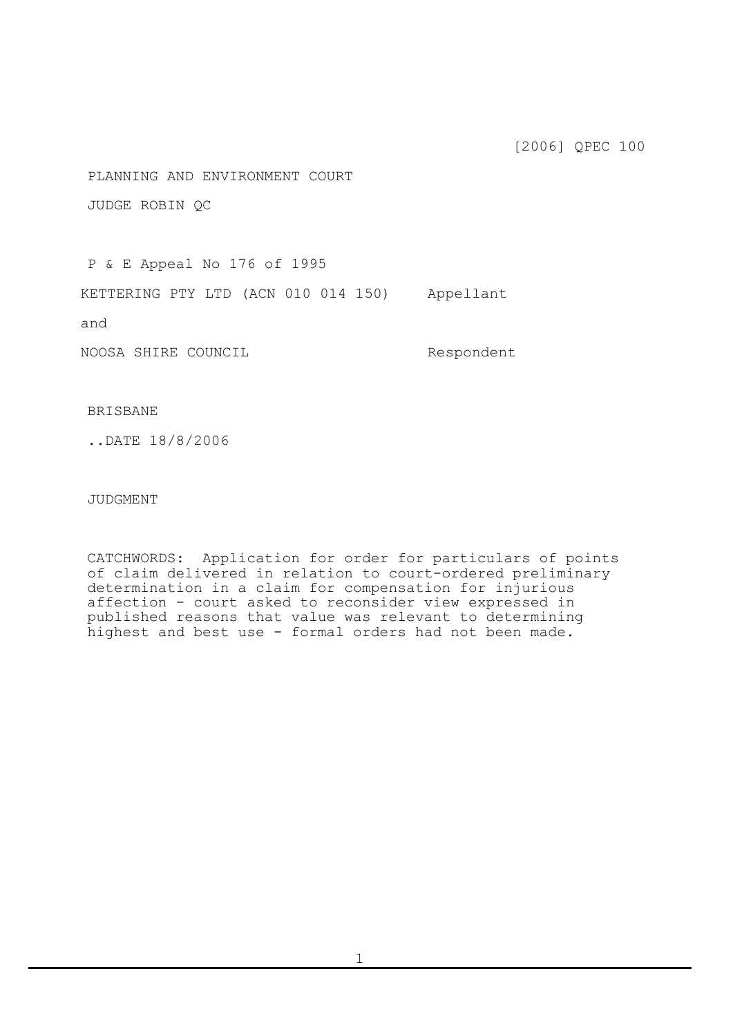[2006] QPEC 100

PLANNING AND ENVIRONMENT COURT

JUDGE ROBIN QC

P & E Appeal No 176 of 1995

KETTERING PTY LTD (ACN 010 014 150) Appellant

and

NOOSA SHIRE COUNCIL Respondent

BRISBANE

..DATE 18/8/2006

JUDGMENT

CATCHWORDS: Application for order for particulars of points of claim delivered in relation to court-ordered preliminary determination in a claim for compensation for injurious affection - court asked to reconsider view expressed in published reasons that value was relevant to determining highest and best use - formal orders had not been made.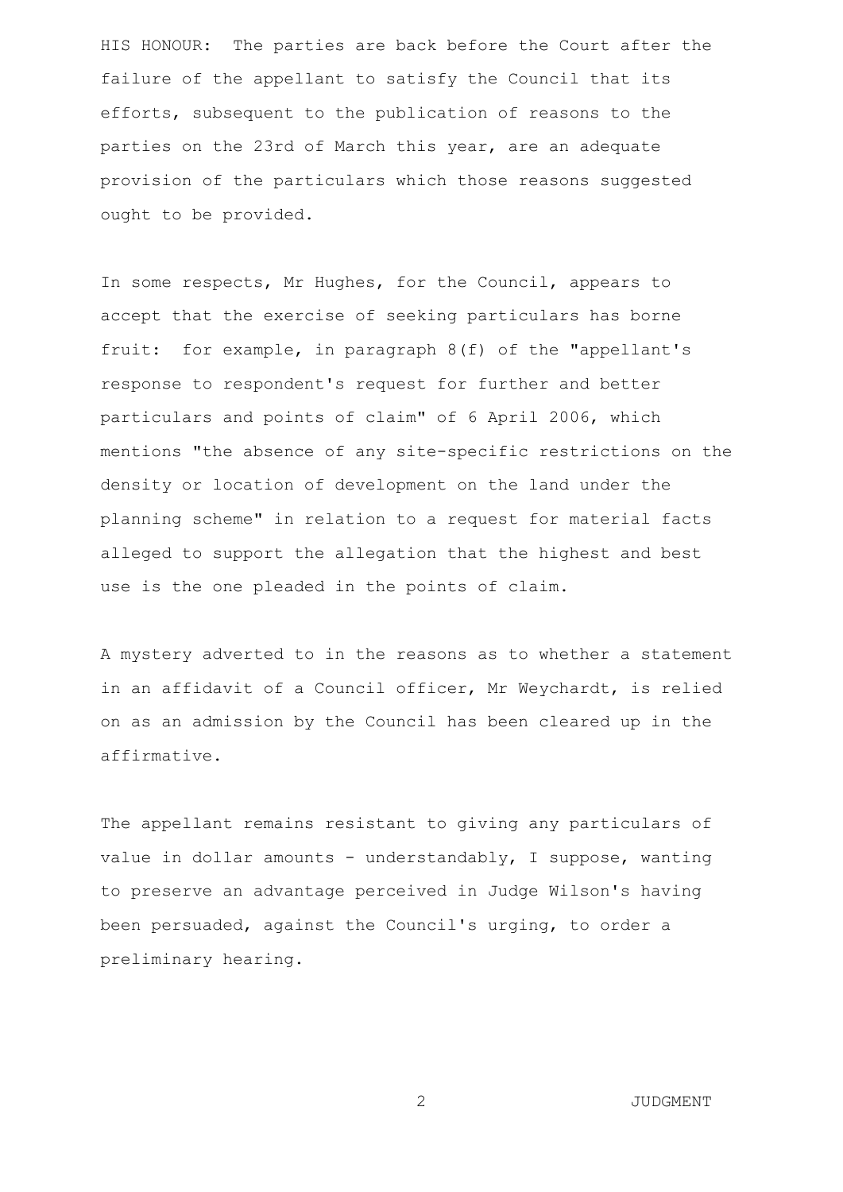HIS HONOUR: The parties are back before the Court after the failure of the appellant to satisfy the Council that its efforts, subsequent to the publication of reasons to the parties on the 23rd of March this year, are an adequate provision of the particulars which those reasons suggested ought to be provided.

In some respects, Mr Hughes, for the Council, appears to accept that the exercise of seeking particulars has borne fruit: for example, in paragraph 8(f) of the "appellant's response to respondent's request for further and better particulars and points of claim" of 6 April 2006, which mentions "the absence of any site-specific restrictions on the density or location of development on the land under the planning scheme" in relation to a request for material facts alleged to support the allegation that the highest and best use is the one pleaded in the points of claim.

A mystery adverted to in the reasons as to whether a statement in an affidavit of a Council officer, Mr Weychardt, is relied on as an admission by the Council has been cleared up in the affirmative.

The appellant remains resistant to giving any particulars of value in dollar amounts - understandably, I suppose, wanting to preserve an advantage perceived in Judge Wilson's having been persuaded, against the Council's urging, to order a preliminary hearing.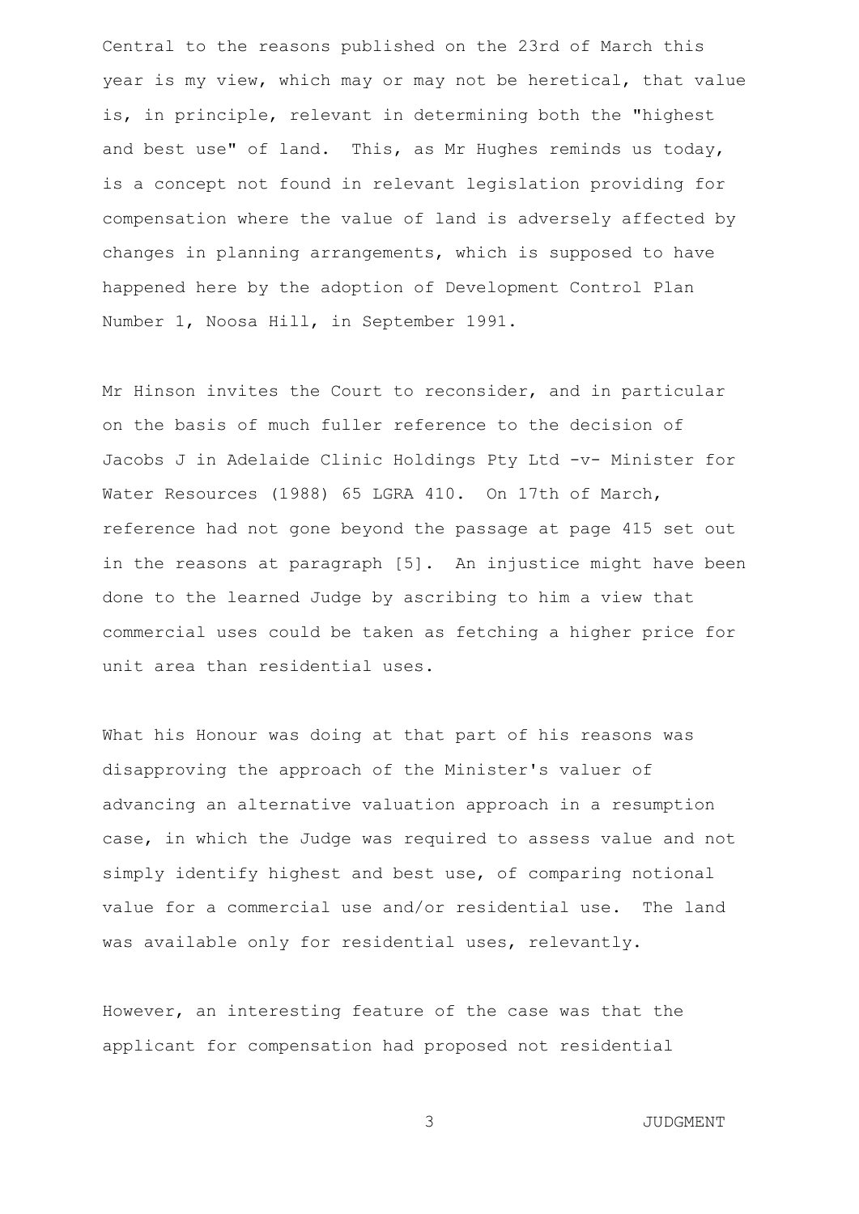Central to the reasons published on the 23rd of March this year is my view, which may or may not be heretical, that value is, in principle, relevant in determining both the "highest and best use" of land. This, as Mr Hughes reminds us today, is a concept not found in relevant legislation providing for compensation where the value of land is adversely affected by changes in planning arrangements, which is supposed to have happened here by the adoption of Development Control Plan Number 1, Noosa Hill, in September 1991.

Mr Hinson invites the Court to reconsider, and in particular on the basis of much fuller reference to the decision of Jacobs J in Adelaide Clinic Holdings Pty Ltd -v- Minister for Water Resources (1988) 65 LGRA 410. On 17th of March, reference had not gone beyond the passage at page 415 set out in the reasons at paragraph [5]. An injustice might have been done to the learned Judge by ascribing to him a view that commercial uses could be taken as fetching a higher price for unit area than residential uses.

What his Honour was doing at that part of his reasons was disapproving the approach of the Minister's valuer of advancing an alternative valuation approach in a resumption case, in which the Judge was required to assess value and not simply identify highest and best use, of comparing notional value for a commercial use and/or residential use. The land was available only for residential uses, relevantly.

However, an interesting feature of the case was that the applicant for compensation had proposed not residential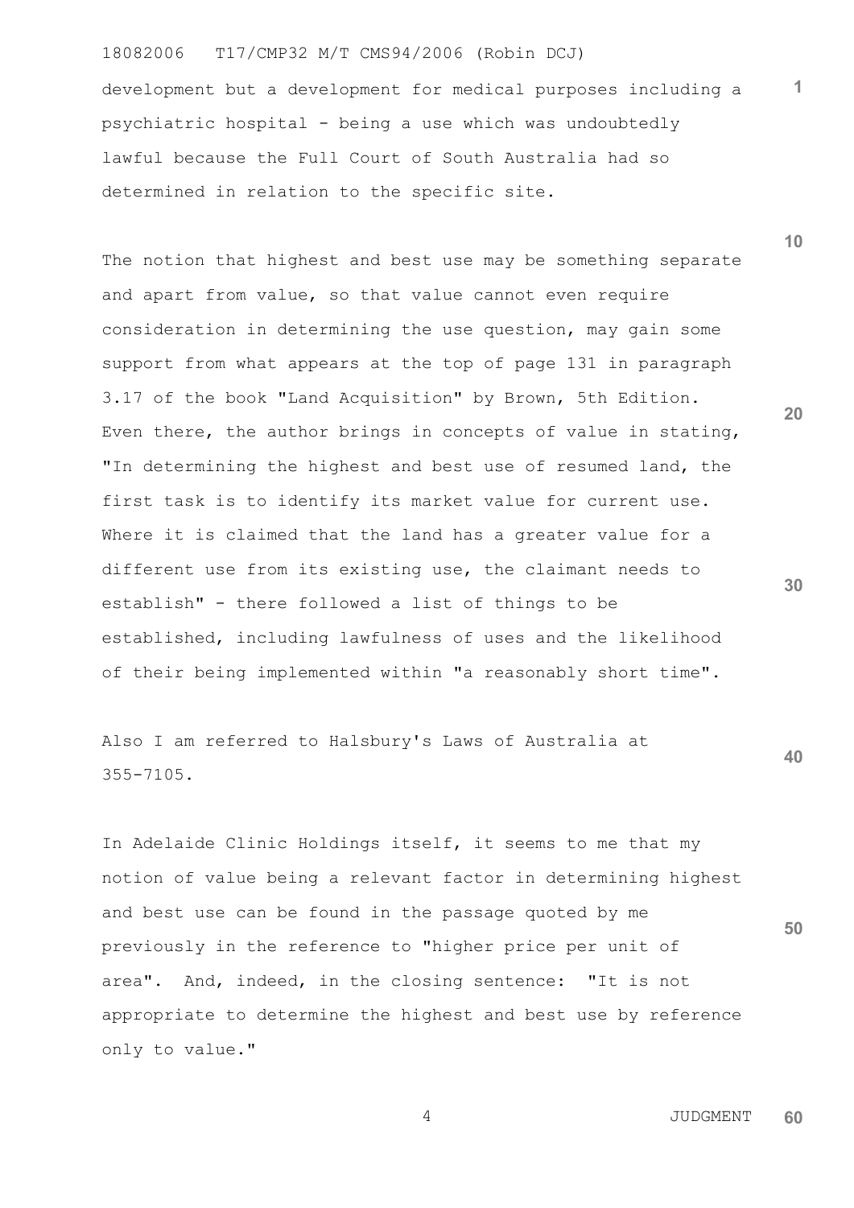development but a development for medical purposes including a psychiatric hospital - being a use which was undoubtedly lawful because the Full Court of South Australia had so determined in relation to the specific site.

The notion that highest and best use may be something separate and apart from value, so that value cannot even require consideration in determining the use question, may gain some support from what appears at the top of page 131 in paragraph 3.17 of the book "Land Acquisition" by Brown, 5th Edition. Even there, the author brings in concepts of value in stating, "In determining the highest and best use of resumed land, the first task is to identify its market value for current use. Where it is claimed that the land has a greater value for a different use from its existing use, the claimant needs to establish" - there followed a list of things to be established, including lawfulness of uses and the likelihood of their being implemented within "a reasonably short time".

Also I am referred to Halsbury's Laws of Australia at 355-7105.

In Adelaide Clinic Holdings itself, it seems to me that my notion of value being a relevant factor in determining highest and best use can be found in the passage quoted by me previously in the reference to "higher price per unit of area". And, indeed, in the closing sentence: "It is not appropriate to determine the highest and best use by reference only to value."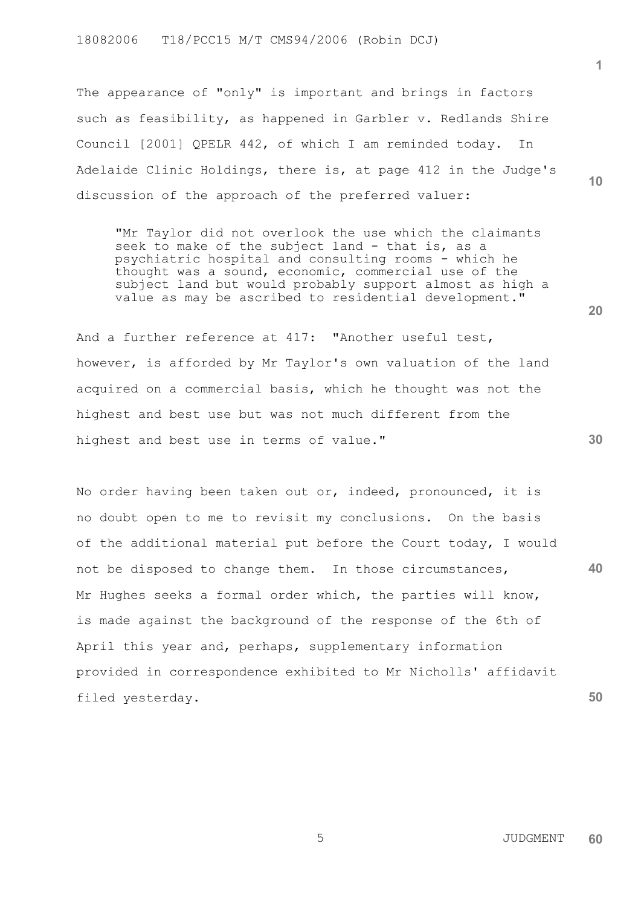The appearance of "only" is important and brings in factors such as feasibility, as happened in Garbler v. Redlands Shire Council [2001] QPELR 442, of which I am reminded today. In Adelaide Clinic Holdings, there is, at page 412 in the Judge's discussion of the approach of the preferred valuer:

> "Mr Taylor did not overlook the use which the claimants seek to make of the subject land - that is, as a psychiatric hospital and consulting rooms - which he thought was a sound, economic, commercial use of the subject land but would probably support almost as high a value as may be ascribed to residential development."

And a further reference at 417: "Another useful test, however, is afforded by Mr Taylor's own valuation of the land acquired on a commercial basis, which he thought was not the highest and best use but was not much different from the highest and best use in terms of value."

No order having been taken out or, indeed, pronounced, it is no doubt open to me to revisit my conclusions. On the basis of the additional material put before the Court today, I would not be disposed to change them. In those circumstances, Mr Hughes seeks a formal order which, the parties will know, is made against the background of the response of the 6th of April this year and, perhaps, supplementary information provided in correspondence exhibited to Mr Nicholls' affidavit filed yesterday.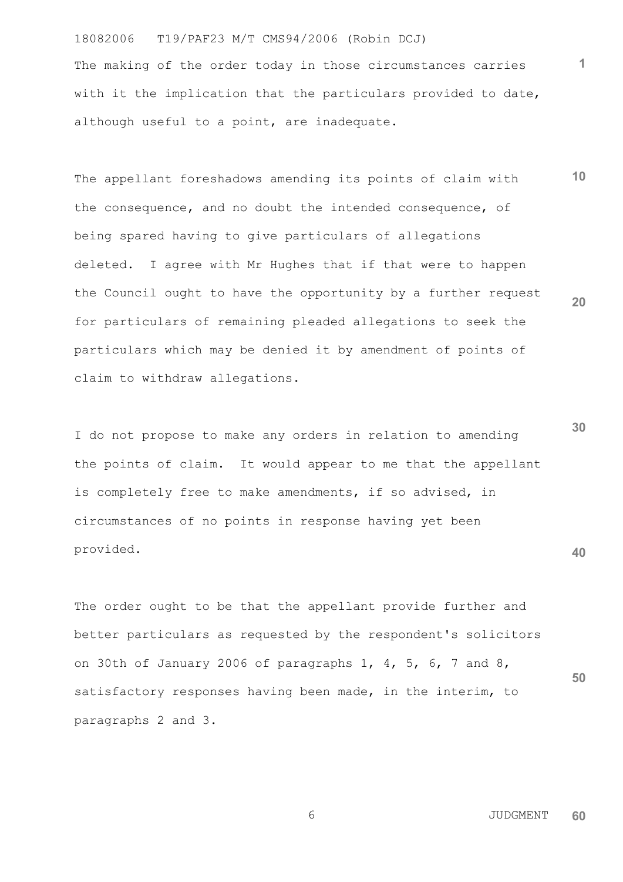The making of the order today in those circumstances carries with it the implication that the particulars provided to date, although useful to a point, are inadequate.

The appellant foreshadows amending its points of claim with the consequence, and no doubt the intended consequence, of being spared having to give particulars of allegations deleted. I agree with Mr Hughes that if that were to happen the Council ought to have the opportunity by a further request for particulars of remaining pleaded allegations to seek the particulars which may be denied it by amendment of points of claim to withdraw allegations.

I do not propose to make any orders in relation to amending the points of claim. It would appear to me that the appellant is completely free to make amendments, if so advised, in circumstances of no points in response having yet been provided.

The order ought to be that the appellant provide further and better particulars as requested by the respondent's solicitors on 30th of January 2006 of paragraphs 1, 4, 5, 6, 7 and 8, satisfactory responses having been made, in the interim, to paragraphs 2 and 3.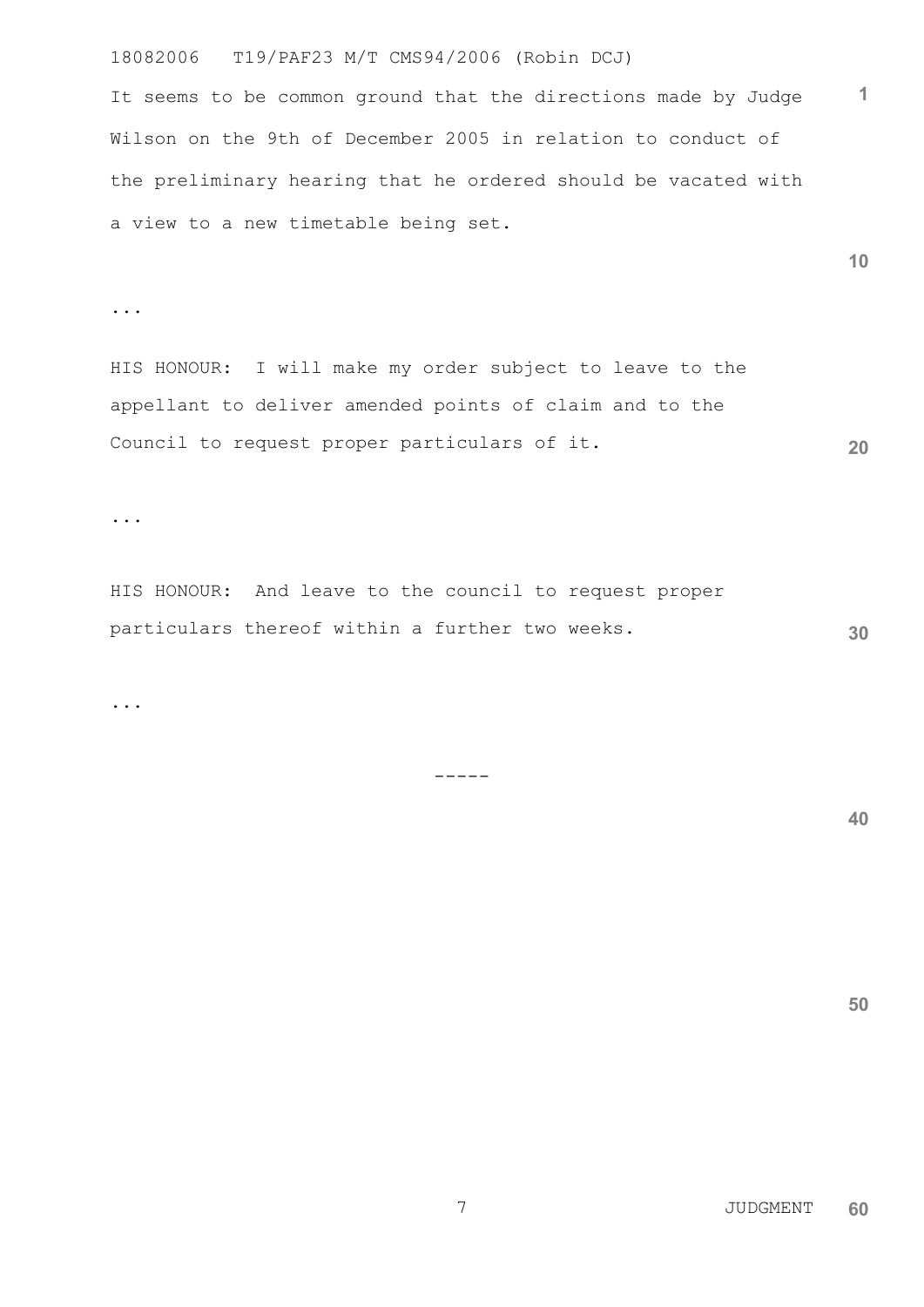It seems to be common ground that the directions made by Judge Wilson on the 9th of December 2005 in relation to conduct of the preliminary hearing that he ordered should be vacated with a view to a new timetable being set.

...

HIS HONOUR: I will make my order subject to leave to the appellant to deliver amended points of claim and to the Council to request proper particulars of it.

...

HIS HONOUR: And leave to the council to request proper particulars thereof within a further two weeks.

...

-----